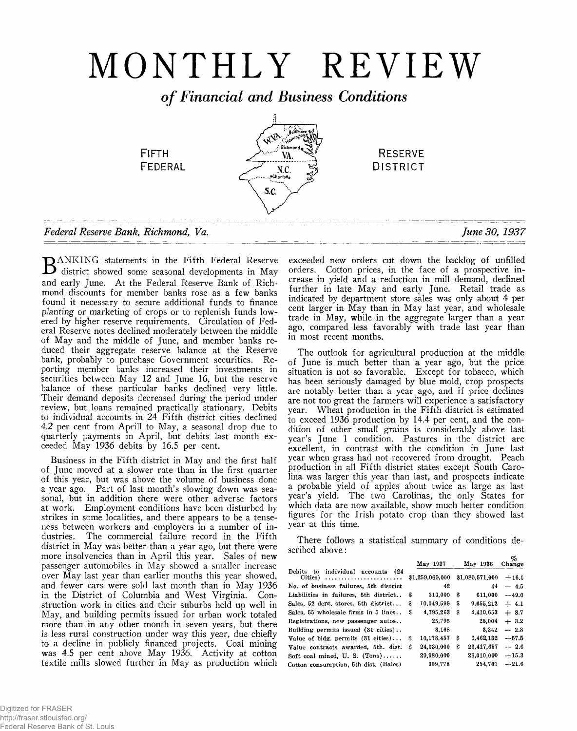# MONTHLY REVIEW

## *of Financial and Business Conditions*

FIFTH FEDERAL RESERVE DISTRICT

*Federal Reserve Bank, Richmond, Va.* *June 30, 1937*

BANKING statements in the Fifth Federal Reserve district showed some seasonal developments in May and early June. At the Federal Reserve Bank of Richmond discounts for member banks rose as a few banks found it necessary to secure additional funds to finance planting or marketing of crops or to replenish funds lowered by higher reserve requirements. Circulation of Federal Reserve notes declined moderately between the middle of May and the middle of June, and member banks reduced their aggregate reserve balance at the Reserve bank, probably to purchase Government securities. Reporting member banks increased their investments in securities between May 12 and June 16, but the reserve balance of these particular banks declined very little. Their demand deposits decreased during the period under review, but loans remained practically stationary. Debits to individual accounts in 24 Fifth district cities declined 4.2 per cent from Aprill to May, a seasonal drop due to quarterly payments in April, but debits last month exceeded May 1936 debits by 16.5 per cent.

Business in the Fifth district in May and the first half of June moved at a slower rate than in the first quarter of this year, but was above the volume of business done a year ago. Part of last month's slowing down was seasonal, but in addition there were other adverse factors at work. Employment conditions have been disturbed by strikes in some localities, and there appears to be a tenseness between workers and employers in a number of industries. The commercial failure record in the Fifth district in May was better than a year ago, but there were more insolvencies than in April this year. Sales of new passenger automobiles in May showed a smaller increase over May last year than earlier months this year showed, and fewer cars were sold last month than in May 1936 in the District of Columbia and West Virginia. Construction work in cities and their suburbs held up well in May, and building permits issued for urban work totaled more than in any other month in seven years, but there is less rural construction under way this year, due chiefly to a decline in publicly financed projects. Coal mining was 4.5 per cent above May 1936. Activity at cotton textile mills slowed further in May as production which exceeded new orders cut down the backlog of unfilled orders. Cotton prices, in the face of a prospective increase in yield and a reduction in mill demand, declined further in late May and early June. Retail trade as indicated by department store sales was only about 4 per cent larger in May than in May last year, and wholesale trade in May, while in the aggregate larger than a year ago, compared less favorably with trade last year than in most recent months.

The outlook for agricultural production at the middle of June is much better than a year ago, but the price situation is not so favorable. Except for tobacco, which has been seriously damaged by blue mold, crop prospects are notably better than a year ago, and if price declines are not too great the farmers will experience a satisfactory year. Wheat production in the Fifth district is estimated to exceed 1936 production by 14.4 per cent, and the condition of other small grains is considerably above last year's June 1 condition. Pastures in the district are excellent, in contrast with the condition in June last year when grass had not recovered from drought. Peach production in all Fifth district states except South Carolina was larger this year than last, and prospects indicate a probable yield of apples about twice as large as last year's yield. The two Carolinas, the only States for which data are now available, show much better condition figures for the Irish potato crop than they showed last year at this time.

There follows a statistical summary of conditions described above:

| | May 1937 | May 1936 | % Change |
|---|---|---|---|
| Debits to individual accounts (24 Cities) | $1,259,069,000 | $1,080,571,000 | +16.5 |
| No. of business failures, 5th district | 42 | 44 | − 4.5 |
| Liabilities in failures, 5th district | $ 310,000 | $ 611,000 | −49.0 |
| Sales, 52 dept. stores, 5th district | $ 10,049,599 | $ 9,655,212 | + 4.1 |
| Sales, 55 wholesale firms in 5 lines | $ 4,795,263 | $ 4,410,653 | + 8.7 |
| Registrations, new passenger autos | 25,795 | 25,004 | + 3.2 |
| Building permits issued (31 cities) | 3,168 | 3,242 | − 2.3 |
| Value of bldg. permits (31 cities) | $ 10,178,457 | $ 6,462,132 | +57.5 |
| Value contracts awarded, 5th. dist. | $ 24,030,000 | $ 23,417,657 | + 2.6 |
| Soft coal mined, U. S. (Tons) | 29,980,000 | 26,010,000 | +15.3 |
| Cotton consumption, 5th dist. (Bales) | 309,778 | 254,707 | +21.6 |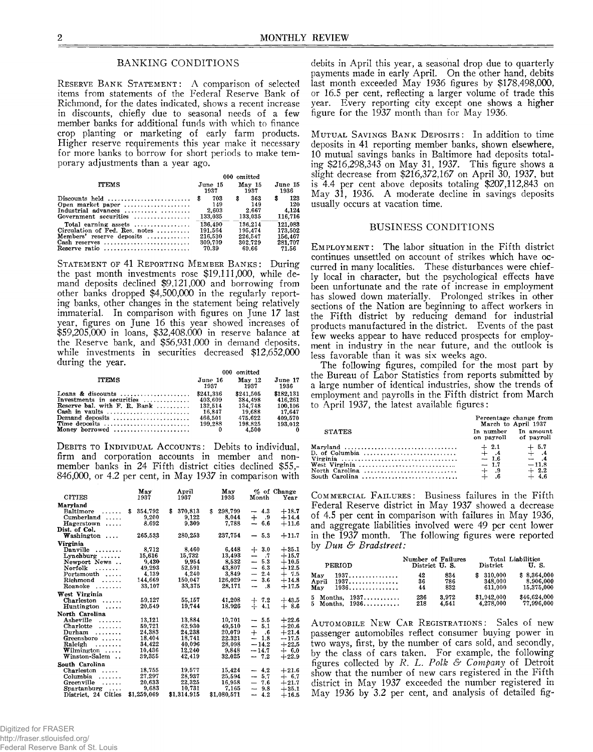## BANKING CONDITIONS

RESERVE BANK STATEMENT: A comparison of selected items from statements of the Federal Reserve Bank of Richmond, for the dates indicated, shows a recent increase in discounts, chiefly due to seasonal needs of a few member banks for additional funds with which to finance crop planting or marketing of early farm products. Higher reserve requirements this year make it necessary for more banks to borrow for short periods to make temporary adjustments than a year ago.

| ITEMS | 000 omitted June 15 1937 | May 15 1937 | June 15 1936 |
|---|---|---|---|
| Discounts held | $ 703 | $ 363 | $ 123 |
| Open market paper | 149 | 149 | 120 |
| Industrial advances | 2,603 | 2,667 | 4,124 |
| Government securities | 133,035 | 133,035 | 116,716 |
| Total earning assets | 136,490 | 136,214 | 121,083 |
| Circulation of Fed. Res. notes | 191,564 | 195,474 | 173,502 |
| Members' reserve deposits | 216,530 | 226,547 | 156,467 |
| Cash reserves | 309,709 | 302,729 | 281,707 |
| Reserve ratio | 70.39 | 69.66 | 71.56 |

STATEMENT OF 41 REPORTING MEMBER BANKS: During the past month investments rose $19,111,000, while demand deposits declined $9,121,000 and borrowing from other banks dropped $4,500,000 in the regularly reporting banks, other changes in the statement being relatively immaterial. In comparison with figures on June 17 last year, figures on June 16 this year showed increases of $59,205,000 in loans, $32,408,000 in reserve balance at the Reserve bank, and $56,931,000 in demand deposits, while investments in securities decreased $12,652,000 during the year.

| ITEMS | 000 omitted June 16 1937 | May 12 1937 | June 17 1936 |
|---|---|---|---|
| Loans & discounts | $241,336 | $241,505 | $182,131 |
| Investments in securities | 403,609 | 384,498 | 416,261 |
| Reserve bal. with F. R. Bank | 132,514 | 134,748 | 100,106 |
| Cash in vaults | 16,847 | 19,688 | 17,647 |
| Demand deposits | 466,501 | 475,622 | 409,570 |
| Time deposits | 199,288 | 198,825 | 193,012 |
| Money borrowed | 0 | 4,500 | 0 |

DEBITS TO INDIVIDUAL ACCOUNTS: Debits to individual, firm and corporation accounts in member and nonmember banks in 24 Fifth district cities declined $55,846,000, or 4.2 per cent, in May 1937 in comparison with debits in April this year, a seasonal drop due to quarterly payments made in early April. On the other hand, debits last month exceeded May 1936 figures by $178,498,000, or 16.5 per cent, reflecting a larger volume of trade this year. Every reporting city except one shows a higher figure for the 1937 month than for May 1936.

| CITIES | May 1937 | April 1937 | May 1936 | % of Change Month | Year |
|---|---|---|---|---|---|
| **Maryland** | | | | | |
| Baltimore | $ 354,792 | $ 370,813 | $ 298,799 | − 4.3 | +18.7 |
| Cumberland | 9,200 | 9,122 | 8,044 | + .9 | +14.4 |
| Hagerstown | 8,692 | 9,309 | 7,788 | − 6.6 | +11.6 |
| **Dist. of Col.** | | | | | |
| Washington | 265,533 | 280,253 | 237,754 | − 5.3 | +11.7 |
| **Virginia** | | | | | |
| Danville | 8,712 | 8,460 | 6,448 | + 3.0 | +35.1 |
| Lynchburg | 15,616 | 15,732 | 13,493 | − .7 | +15.7 |
| Newport News | 9,430 | 9,954 | 8,532 | − 5.3 | +10.5 |
| Norfolk | 49,293 | 52,591 | 43,807 | − 6.3 | +12.5 |
| Portsmouth | 4,139 | 4,240 | 3,849 | − 2.4 | + 7.5 |
| Richmond | 144,669 | 150,047 | 126,029 | − 3.6 | +14.8 |
| Roanoke | 33,107 | 33,375 | 28,171 | − .8 | +17.5 |
| **West Virginia** | | | | | |
| Charleston | 59,127 | 55,157 | 41,208 | + 7.2 | +43.5 |
| Huntington | 20,549 | 19,744 | 18,926 | + 4.1 | + 8.6 |
| **North Carolina** | | | | | |
| Asheville | 13,121 | 13,884 | 10,701 | − 5.5 | +22.6 |
| Charlotte | 59,721 | 62,930 | 49,510 | − 5.1 | +20.6 |
| Durham | 24,383 | 24,238 | 20,079 | + .6 | +21.4 |
| Greensboro | 18,404 | 18,741 | 22,321 | − 1.8 | −17.5 |
| Raleigh | 34,422 | 40,096 | 28,098 | −14.2 | +22.5 |
| Wilmington | 10,436 | 12,240 | 9,848 | −14.7 | + 6.0 |
| Winston-Salem | 39,355 | 42,419 | 32,025 | − 7.2 | +22.9 |
| **South Carolina** | | | | | |
| Charleston | 18,755 | 19,577 | 15,424 | − 4.2 | +21.6 |
| Columbia | 27,297 | 28,937 | 25,594 | − 5.7 | + 6.7 |
| Greenville | 20,633 | 22,325 | 16,958 | − 7.6 | +21.7 |
| Spartanburg | 9,683 | 10,731 | 7,165 | − 9.8 | +35.1 |
| District, 24 Cities | $1,259,069 | $1,314,915 | $1,080,571 | − 4.2 | +16.5 |

MUTUAL SAVINGS BANK DEPOSITS: In addition to time deposits in 41 reporting member banks, shown elsewhere, 10 mutual savings banks in Baltimore had deposits totaling $216,298,343 on May 31, 1937. This figure shows a slight decrease from $216,372,167 on April 30, 1937, but is 4.4 per cent above deposits totaling $207,112,843 on May 31, 1936. A moderate decline in savings deposits usually occurs at vacation time.

## BUSINESS CONDITIONS

EMPLOYMENT: The labor situation in the Fifth district continues unsettled on account of strikes which have occurred in many localities. These disturbances were chiefly local in character, but the psychological effects have been unfortunate and the rate of increase in employment has slowed down materially. Prolonged strikes in other sections of the Nation are beginning to affect workers in the Fifth district by reducing demand for industrial products manufactured in the district. Events of the past few weeks appear to have reduced prospects for employment in industry in the near future, and the outlook is less favorable than it was six weeks ago.

The following figures, compiled for the most part by the Bureau of Labor Statistics from reports submitted by a large number of identical industries, show the trends of employment and payrolls in the Fifth district from March to April 1937, the latest available figures:

| STATES | Percentage change from March to April 1937 In number on payroll | In amount of payroll |
|---|---|---|
| Maryland | + 2.1 | + 5.7 |
| D. of Columbia | + .4 | + .4 |
| Virginia | − 1.6 | − .4 |
| West Virginia | − 1.7 | −11.8 |
| North Carolina | + .9 | + 2.2 |
| South Carolina | + .6 | + 4.6 |

COMMERCIAL FAILURES: Business failures in the Fifth Federal Reserve district in May 1937 showed a decrease of 4.5 per cent in comparison with failures in May 1936, and aggregate liabilities involved were 49 per cent lower in the 1937 month. The following figures were reported by *Dun & Bradstreet:*

| PERIOD | Number of Failures District | U. S. | Total Liabilities District | U. S. |
|---|---|---|---|---|
| May 1937 | 42 | 834 | $ 310,000 | $ 8,364,000 |
| April 1937 | 36 | 786 | 348,000 | 8,906,000 |
| May 1936 | 44 | 832 | 611,000 | 15,375,000 |
| 5 Months, 1937 | 236 | 3,972 | $1,942,000 | $46,624,000 |
| 5 Months, 1936 | 218 | 4,541 | 4,278,000 | 77,996,000 |

AUTOMOBILE NEW CAR REGISTRATIONS: Sales of new passenger automobiles reflect consumer buying power in two ways, first, by the number of cars sold, and secondly, by the class of cars taken. For example, the following figures collected by *R. L. Polk & Company* of Detroit show that the number of new cars registered in the Fifth district in May 1937 exceeded the number registered in May 1936 by 3.2 per cent, and analysis of detailed fig-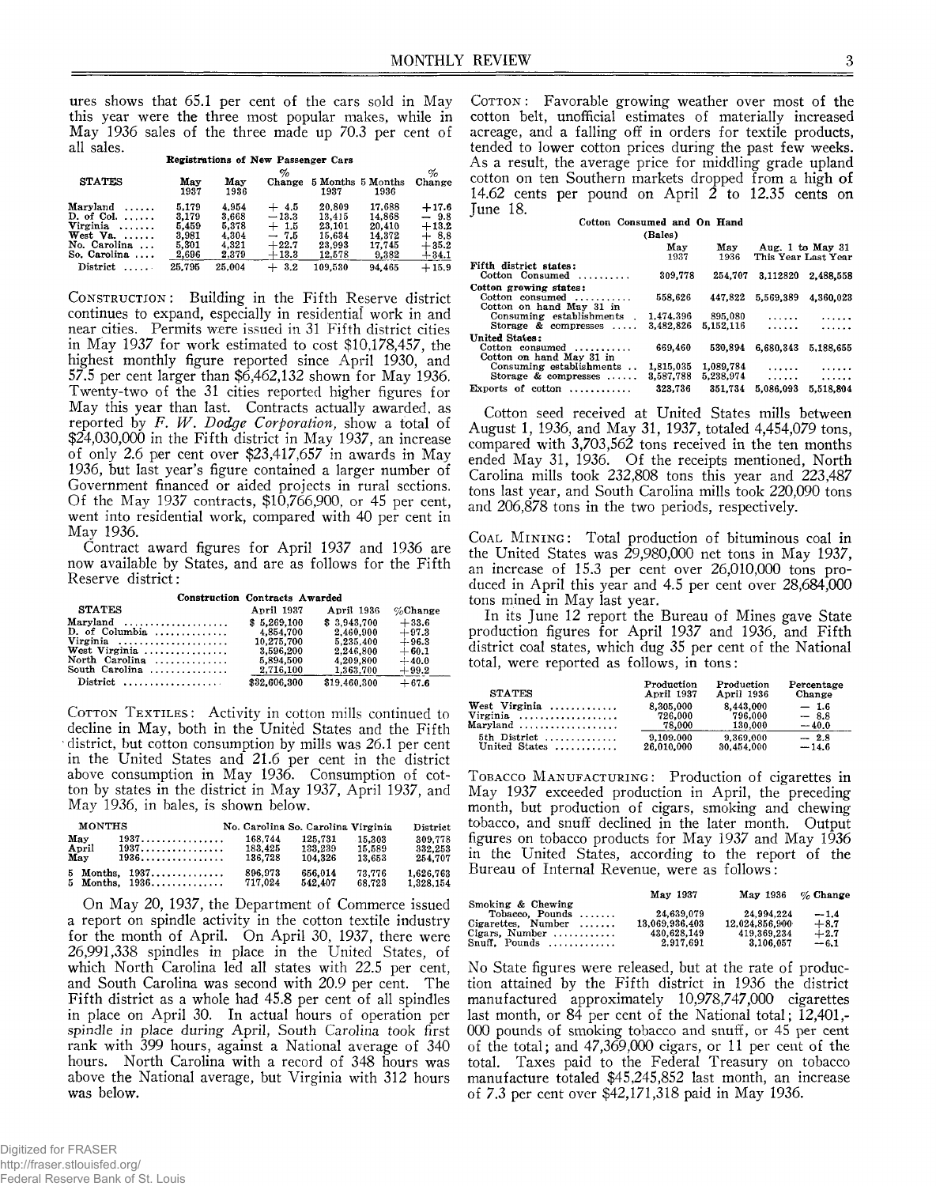ures shows that 65.1 per cent of the cars sold in May this year were the three most popular makes, while in May 1936 sales of the three made up 70.3 per cent of all sales.

**Registrations of New Passenger Cars**

| STATES | May 1937 | May 1936 | % Change | 5 Months 1937 | 5 Months 1936 | % Change |
|---|---|---|---|---|---|---|
| Maryland | 5,179 | 4,954 | + 4.5 | 20,809 | 17,688 | +17.6 |
| D. of Col. | 3,179 | 3,668 | −13.3 | 13,415 | 14,868 | − 9.8 |
| Virginia | 5,459 | 5,378 | + 1.5 | 23,101 | 20,410 | +13.2 |
| West Va. | 3,981 | 4,304 | − 7.5 | 15,634 | 14,372 | + 8.8 |
| No. Carolina | 5,301 | 4,321 | +22.7 | 23,993 | 17,745 | +35.2 |
| So. Carolina | 2,696 | 2,379 | +13.3 | 12,578 | 9,382 | +34.1 |
| District | 25,795 | 25,004 | + 3.2 | 109,530 | 94,465 | +15.9 |

CONSTRUCTION: Building in the Fifth Reserve district continues to expand, especially in residential work in and near cities. Permits were issued in 31 Fifth district cities in May 1937 for work estimated to cost $10,178,457, the highest monthly figure reported since April 1930, and 57.5 per cent larger than $6,462,132 shown for May 1936. Twenty-two of the 31 cities reported higher figures for May this year than last. Contracts actually awarded, as reported by *F. W. Dodge Corporation*, show a total of $24,030,000 in the Fifth district in May 1937, an increase of only 2.6 per cent over $23,417,657 in awards in May 1936, but last year's figure contained a larger number of Government financed or aided projects in rural sections. Of the May 1937 contracts, $10,766,900, or 45 per cent, went into residential work, compared with 40 per cent in May 1936.

Contract award figures for April 1937 and 1936 are now available by States, and are as follows for the Fifth Reserve district:

**Construction Contracts Awarded**

| STATES | April 1937 | April 1936 | %Change |
|---|---|---|---|
| Maryland | $ 5,269,100 | $ 3,943,700 | +33.6 |
| D. of Columbia | 4,854,700 | 2,460,900 | +97.3 |
| Virginia | 10,275,700 | 5,235,400 | +96.3 |
| West Virginia | 3,596,200 | 2,246,800 | +60.1 |
| North Carolina | 5,894,500 | 4,209,800 | +40.0 |
| South Carolina | 2,716,100 | 1,363,700 | +99.2 |
| District | $32,606,300 | $19,460,300 | +67.6 |

COTTON TEXTILES: Activity in cotton mills continued to decline in May, both in the United States and the Fifth district, but cotton consumption by mills was 26.1 per cent in the United States and 21.6 per cent in the district above consumption in May 1936. Consumption of cotton by states in the district in May 1937, April 1937, and May 1936, in bales, is shown below.

| MONTHS | No. Carolina | So. Carolina | Virginia | District |
|---|---|---|---|---|
| May 1937 | 168,744 | 125,731 | 15,303 | 309,778 |
| April 1937 | 183,425 | 133,239 | 15,589 | 332,253 |
| May 1936 | 136,728 | 104,326 | 13,653 | 254,707 |
| 5 Months, 1937 | 896,973 | 656,014 | 73,776 | 1,626,763 |
| 5 Months, 1936 | 717,024 | 542,407 | 68,723 | 1,328,154 |

On May 20, 1937, the Department of Commerce issued a report on spindle activity in the cotton textile industry for the month of April. On April 30, 1937, there were 26,991,338 spindles in place in the United States, of which North Carolina led all states with 22.5 per cent, and South Carolina was second with 20.9 per cent. The Fifth district as a whole had 45.8 per cent of all spindles in place on April 30. In actual hours of operation per spindle in place during April, South Carolina took first rank with 399 hours, against a National average of 340 hours. North Carolina with a record of 348 hours was above the National average, but Virginia with 312 hours was below.

COTTON: Favorable growing weather over most of the cotton belt, unofficial estimates of materially increased acreage, and a falling off in orders for textile products, tended to lower cotton prices during the past few weeks. As a result, the average price for middling grade upland cotton on ten Southern markets dropped from a high of 14.62 cents per pound on April 2 to 12.35 cents on June 18.

**Cotton Consumed and On Hand**
(Bales)

| | May 1937 | May 1936 | Aug. 1 to May 31 This Year | Aug. 1 to May 31 Last Year |
|---|---|---|---|---|
| **Fifth district states:** | | | | |
| Cotton Consumed | 309,778 | 254,707 | 3,112820 | 2,488,558 |
| **Cotton growing states:** | | | | |
| Cotton consumed | 558,626 | 447,822 | 5,569,389 | 4,360,023 |
| Cotton on hand May 31 in | | | | |
| Consuming establishments | 1,474,396 | 895,080 | ...... | ...... |
| Storage & compresses | 3,482,826 | 5,152,116 | ...... | ...... |
| **United States:** | | | | |
| Cotton consumed | 669,460 | 530,894 | 6,680,343 | 5,188,655 |
| Cotton on hand May 31 in | | | | |
| Consuming establishments | 1,815,035 | 1,089,784 | ...... | ...... |
| Storage & compresses | 3,587,788 | 5,238,974 | ...... | ...... |
| Exports of cotton | 323,736 | 351,734 | 5,086,093 | 5,518,804 |

Cotton seed received at United States mills between August 1, 1936, and May 31, 1937, totaled 4,454,079 tons, compared with 3,703,562 tons received in the ten months ended May 31, 1936. Of the receipts mentioned, North Carolina mills took 232,808 tons this year and 223,487 tons last year, and South Carolina mills took 220,090 tons and 206,878 tons in the two periods, respectively.

COAL MINING: Total production of bituminous coal in the United States was 29,980,000 net tons in May 1937, an increase of 15.3 per cent over 26,010,000 tons produced in April this year and 4.5 per cent over 28,684,000 tons mined in May last year.

In its June 12 report the Bureau of Mines gave State production figures for April 1937 and 1936, and Fifth district coal states, which dug 35 per cent of the National total, were reported as follows, in tons:

| STATES | Production April 1937 | Production April 1936 | Percentage Change |
|---|---|---|---|
| West Virginia | 8,305,000 | 8,443,000 | − 1.6 |
| Virginia | 726,000 | 796,000 | − 8.8 |
| Maryland | 78,000 | 130,000 | −40.0 |
| 5th District | 9,109,000 | 9,369,000 | − 2.8 |
| United States | 26,010,000 | 30,454,000 | −14.6 |

TOBACCO MANUFACTURING: Production of cigarettes in May 1937 exceeded production in April, the preceding month, but production of cigars, smoking and chewing tobacco, and snuff declined in the later month. Output figures on tobacco products for May 1937 and May 1936 in the United States, according to the report of the Bureau of Internal Revenue, were as follows:

| | May 1937 | May 1936 | % Change |
|---|---|---|---|
| Smoking & Chewing Tobacco, Pounds | 24,639,079 | 24,994,224 | −1.4 |
| Cigarettes, Number | 13,069,936,403 | 12,024,856,900 | +8.7 |
| Cigars, Number | 430,628,149 | 419,369,234 | +2.7 |
| Snuff, Pounds | 2,917,691 | 3,106,057 | −6.1 |

No State figures were released, but at the rate of production attained by the Fifth district in 1936 the district manufactured approximately 10,978,747,000 cigarettes last month, or 84 per cent of the National total; 12,401,000 pounds of smoking tobacco and snuff, or 45 per cent of the total; and 47,369,000 cigars, or 11 per cent of the total. Taxes paid to the Federal Treasury on tobacco manufacture totaled $45,245,852 last month, an increase of 7.3 per cent over $42,171,318 paid in May 1936.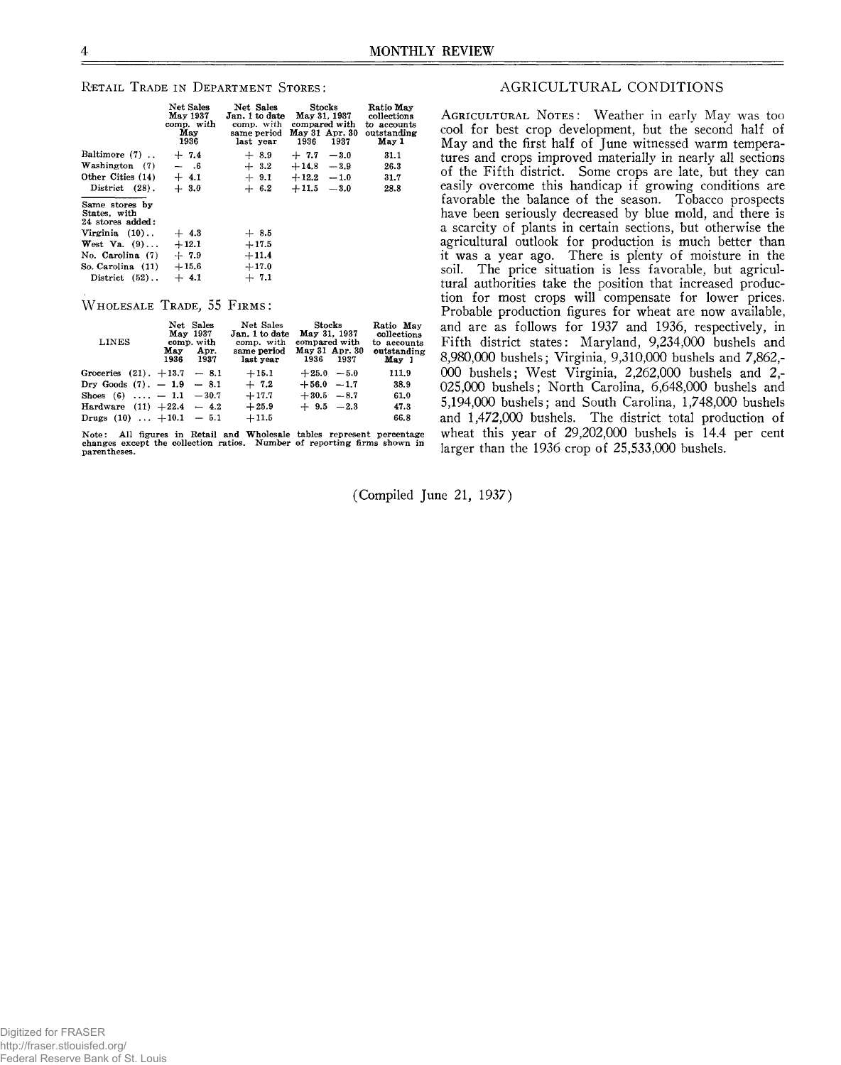### Retail Trade in Department Stores:

| | Net Sales May 1937 comp. with May 1936 | Net Sales Jan. 1 to date comp. with same period last year | Stocks May 31, 1937 compared with May 31 1936 | Stocks May 31, 1937 compared with Apr. 30 1937 | Ratio May collections to accounts outstanding May 1 |
|---|---|---|---|---|---|
| Baltimore (7) .. | + 7.4 | + 8.9 | + 7.7 | — 3.0 | 31.1 |
| Washington (7) | — .6 | + 3.2 | +14.8 | — 3.9 | 26.3 |
| Other Cities (14) | + 4.1 | + 9.1 | +12.2 | — 1.0 | 31.7 |
| District (28). | + 3.0 | + 6.2 | +11.5 | — 3.0 | 28.8 |
| Same stores by States, with 24 stores added: | | | | | |
| Virginia (10).. | + 4.3 | + 8.5 | | | |
| West Va. (9)... | +12.1 | +17.5 | | | |
| No. Carolina (7) | + 7.9 | +11.4 | | | |
| So. Carolina (11) | +15.6 | +17.0 | | | |
| District (52).. | + 4.1 | + 7.1 | | | |

### Wholesale Trade, 55 Firms:

| LINES | Net Sales May 1937 comp. with May 1936 | Net Sales May 1937 comp. with Apr. 1937 | Net Sales Jan. 1 to date comp. with same period last year | Stocks May 31, 1937 May 31 1936 | Stocks May 31, 1937 Apr. 30 1937 | Ratio May collections to accounts outstanding May 1 |
|---|---|---|---|---|---|---|
| Groceries (21). | +13.7 | — 8.1 | +15.1 | +25.0 | — 5.0 | 111.9 |
| Dry Goods (7). | — 1.9 | — 8.1 | + 7.2 | +56.0 | — 1.7 | 38.9 |
| Shoes (6) .... | — 1.1 | —30.7 | +17.7 | +30.5 | — 8.7 | 61.0 |
| Hardware (11) | +22.4 | — 4.2 | +25.9 | + 9.5 | — 2.3 | 47.3 |
| Drugs (10) ... | +10.1 | — 5.1 | +11.5 | | | 66.8 |

Note: All figures in Retail and Wholesale tables represent percentage changes except the collection ratios. Number of reporting firms shown in parentheses.

## AGRICULTURAL CONDITIONS

Agricultural Notes: Weather in early May was too cool for best crop development, but the second half of May and the first half of June witnessed warm temperatures and crops improved materially in nearly all sections of the Fifth district. Some crops are late, but they can easily overcome this handicap if growing conditions are favorable the balance of the season. Tobacco prospects have been seriously decreased by blue mold, and there is a scarcity of plants in certain sections, but otherwise the agricultural outlook for production is much better than it was a year ago. There is plenty of moisture in the soil. The price situation is less favorable, but agricultural authorities take the position that increased production for most crops will compensate for lower prices. Probable production figures for wheat are now available, and are as follows for 1937 and 1936, respectively, in Fifth district states: Maryland, 9,234,000 bushels and 8,980,000 bushels; Virginia, 9,310,000 bushels and 7,862,000 bushels; West Virginia, 2,262,000 bushels and 2,025,000 bushels; North Carolina, 6,648,000 bushels and 5,194,000 bushels; and South Carolina, 1,748,000 bushels and 1,472,000 bushels. The district total production of wheat this year of 29,202,000 bushels is 14.4 per cent larger than the 1936 crop of 25,533,000 bushels.

(Compiled June 21, 1937)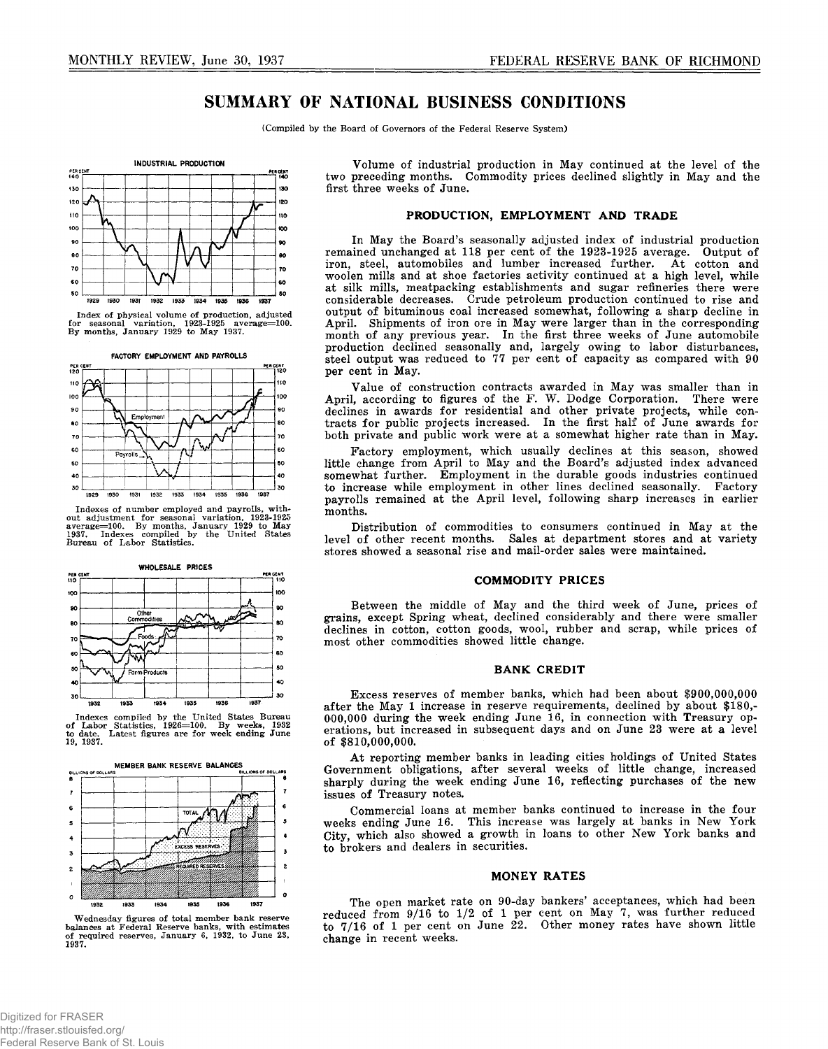# SUMMARY OF NATIONAL BUSINESS CONDITIONS

(Compiled by the Board of Governors of the Federal Reserve System)

INDUSTRIAL PRODUCTION

PER CENT 140 130 120 110 100 90 80 70 60 50

1929 1930 1931 1932 1933 1934 1935 1936 1937

Index of physical volume of production, adjusted for seasonal variation, 1923-1925 average=100. By months, January 1929 to May 1937.

FACTORY EMPLOYMENT AND PAYROLLS

PER CENT 120 110 100 90 80 70 60 50 40 30

Employment

Payrolls

1929 1930 1931 1932 1933 1934 1935 1936 1937

Indexes of number employed and payrolls, without adjustment for seasonal variation, 1923-1925 average=100. By months, January 1929 to May 1937. Indexes compiled by the United States Bureau of Labor Statistics.

WHOLESALE PRICES

PER CENT 110 100 90 80 70 60 50 40 30

Other Commodities

Foods

Farm Products

1932 1933 1934 1935 1936 1937

Indexes compiled by the United States Bureau of Labor Statistics, 1926=100. By weeks, 1932 to date. Latest figures are for week ending June 19, 1937.

MEMBER BANK RESERVE BALANCES

BILLIONS OF DOLLARS 8 7 6 5 4 3 2 1 0

TOTAL

EXCESS RESERVES

REQUIRED RESERVES

1932 1933 1934 1935 1936 1937

Wednesday figures of total member bank reserve balances at Federal Reserve banks, with estimates of required reserves, January 6, 1932, to June 23, 1937.

Volume of industrial production in May continued at the level of the two preceding months. Commodity prices declined slightly in May and the first three weeks of June.

## PRODUCTION, EMPLOYMENT AND TRADE

In May the Board's seasonally adjusted index of industrial production remained unchanged at 118 per cent of the 1923-1925 average. Output of iron, steel, automobiles and lumber increased further. At cotton and woolen mills and at shoe factories activity continued at a high level, while at silk mills, meatpacking establishments and sugar refineries there were considerable decreases. Crude petroleum production continued to rise and output of bituminous coal increased somewhat, following a sharp decline in April. Shipments of iron ore in May were larger than in the corresponding month of any previous year. In the first three weeks of June automobile production declined seasonally and, largely owing to labor disturbances, steel output was reduced to 77 per cent of capacity as compared with 90 per cent in May.

Value of construction contracts awarded in May was smaller than in April, according to figures of the F. W. Dodge Corporation. There were declines in awards for residential and other private projects, while contracts for public projects increased. In the first half of June awards for both private and public work were at a somewhat higher rate than in May.

Factory employment, which usually declines at this season, showed little change from April to May and the Board's adjusted index advanced somewhat further. Employment in the durable goods industries continued to increase while employment in other lines declined seasonally. Factory payrolls remained at the April level, following sharp increases in earlier months.

Distribution of commodities to consumers continued in May at the level of other recent months. Sales at department stores and at variety stores showed a seasonal rise and mail-order sales were maintained.

## COMMODITY PRICES

Between the middle of May and the third week of June, prices of grains, except Spring wheat, declined considerably and there were smaller declines in cotton, cotton goods, wool, rubber and scrap, while prices of most other commodities showed little change.

## BANK CREDIT

Excess reserves of member banks, which had been about $900,000,000 after the May 1 increase in reserve requirements, declined by about $180,000,000 during the week ending June 16, in connection with Treasury operations, but increased in subsequent days and on June 23 were at a level of $810,000,000.

At reporting member banks in leading cities holdings of United States Government obligations, after several weeks of little change, increased sharply during the week ending June 16, reflecting purchases of the new issues of Treasury notes.

Commercial loans at member banks continued to increase in the four weeks ending June 16. This increase was largely at banks in New York City, which also showed a growth in loans to other New York banks and to brokers and dealers in securities.

## MONEY RATES

The open market rate on 90-day bankers' acceptances, which had been reduced from 9/16 to 1/2 of 1 per cent on May 7, was further reduced to 7/16 of 1 per cent on June 22. Other money rates have shown little change in recent weeks.